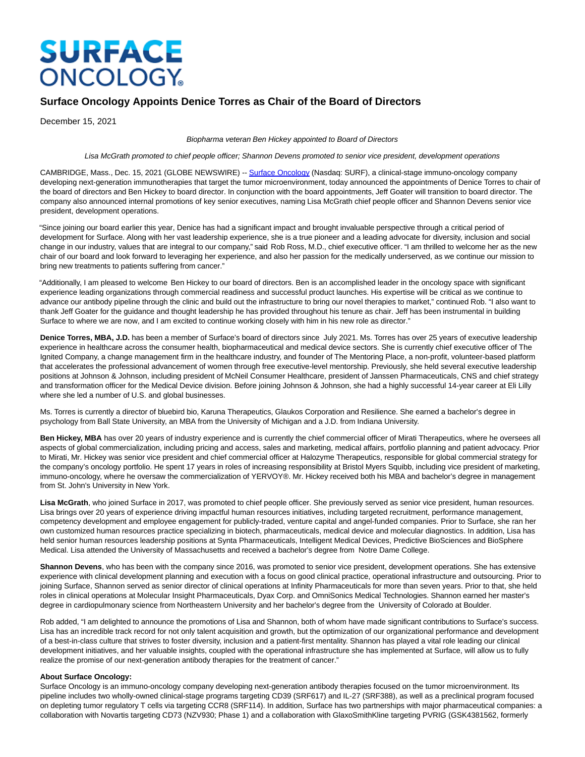# SURFACE ONCOLOGY

## Surface Oncology Appoints Denice Torres as Chair of the Board of Directors

December 15, 2021

*Biopharma veteran Ben Hickey appointed to Board of Directors*

*Lisa McGrath promoted to chief people officer; Shannon Devens promoted to senior vice president, development operations*

CAMBRIDGE, Mass., Dec. 15, 2021 (GLOBE NEWSWIRE) -- [Surface Oncology](https://www.globenewswire.com) (Nasdaq: SURF), a clinical-stage immuno-oncology company developing next-generation immunotherapies that target the tumor microenvironment, today announced the appointments of Denice Torres to chair of the board of directors and Ben Hickey to board director. In conjunction with the board appointments, Jeff Goater will transition to board director. The company also announced internal promotions of key senior executives, naming Lisa McGrath chief people officer and Shannon Devens senior vice president, development operations.

"Since joining our board earlier this year, Denice has had a significant impact and brought invaluable perspective through a critical period of development for Surface. Along with her vast leadership experience, she is a true pioneer and a leading advocate for diversity, inclusion and social change in our industry, values that are integral to our company," said Rob Ross, M.D., chief executive officer. "I am thrilled to welcome her as the new chair of our board and look forward to leveraging her experience, and also her passion for the medically underserved, as we continue our mission to bring new treatments to patients suffering from cancer."

"Additionally, I am pleased to welcome Ben Hickey to our board of directors. Ben is an accomplished leader in the oncology space with significant experience leading organizations through commercial readiness and successful product launches. His expertise will be critical as we continue to advance our antibody pipeline through the clinic and build out the infrastructure to bring our novel therapies to market," continued Rob. "I also want to thank Jeff Goater for the guidance and thought leadership he has provided throughout his tenure as chair. Jeff has been instrumental in building Surface to where we are now, and I am excited to continue working closely with him in his new role as director."

**Denice Torres, MBA, J.D.** has been a member of Surface's board of directors since July 2021. Ms. Torres has over 25 years of executive leadership experience in healthcare across the consumer health, biopharmaceutical and medical device sectors. She is currently chief executive officer of The Ignited Company, a change management firm in the healthcare industry, and founder of The Mentoring Place, a non-profit, volunteer-based platform that accelerates the professional advancement of women through free executive-level mentorship. Previously, she held several executive leadership positions at Johnson & Johnson, including president of McNeil Consumer Healthcare, president of Janssen Pharmaceuticals, CNS and chief strategy and transformation officer for the Medical Device division. Before joining Johnson & Johnson, she had a highly successful 14-year career at Eli Lilly where she led a number of U.S. and global businesses.

Ms. Torres is currently a director of bluebird bio, Karuna Therapeutics, Glaukos Corporation and Resilience. She earned a bachelor's degree in psychology from Ball State University, an MBA from the University of Michigan and a J.D. from Indiana University.

**Ben Hickey, MBA** has over 20 years of industry experience and is currently the chief commercial officer of Mirati Therapeutics, where he oversees all aspects of global commercialization, including pricing and access, sales and marketing, medical affairs, portfolio planning and patient advocacy. Prior to Mirati, Mr. Hickey was senior vice president and chief commercial officer at Halozyme Therapeutics, responsible for global commercial strategy for the company's oncology portfolio. He spent 17 years in roles of increasing responsibility at Bristol Myers Squibb, including vice president of marketing, immuno-oncology, where he oversaw the commercialization of YERVOY®. Mr. Hickey received both his MBA and bachelor's degree in management from St. John's University in New York.

**Lisa McGrath**, who joined Surface in 2017, was promoted to chief people officer. She previously served as senior vice president, human resources. Lisa brings over 20 years of experience driving impactful human resources initiatives, including targeted recruitment, performance management, competency development and employee engagement for publicly-traded, venture capital and angel-funded companies. Prior to Surface, she ran her own customized human resources practice specializing in biotech, pharmaceuticals, medical device and molecular diagnostics. In addition, Lisa has held senior human resources leadership positions at Synta Pharmaceuticals, Intelligent Medical Devices, Predictive BioSciences and BioSphere Medical. Lisa attended the University of Massachusetts and received a bachelor's degree from Notre Dame College.

**Shannon Devens**, who has been with the company since 2016, was promoted to senior vice president, development operations. She has extensive experience with clinical development planning and execution with a focus on good clinical practice, operational infrastructure and outsourcing. Prior to joining Surface, Shannon served as senior director of clinical operations at Infinity Pharmaceuticals for more than seven years. Prior to that, she held roles in clinical operations at Molecular Insight Pharmaceuticals, Dyax Corp. and OmniSonics Medical Technologies. Shannon earned her master's degree in cardiopulmonary science from Northeastern University and her bachelor's degree from the University of Colorado at Boulder.

Rob added, "I am delighted to announce the promotions of Lisa and Shannon, both of whom have made significant contributions to Surface's success. Lisa has an incredible track record for not only talent acquisition and growth, but the optimization of our organizational performance and development of a best-in-class culture that strives to foster diversity, inclusion and a patient-first mentality. Shannon has played a vital role leading our clinical development initiatives, and her valuable insights, coupled with the operational infrastructure she has implemented at Surface, will allow us to fully realize the promise of our next-generation antibody therapies for the treatment of cancer."

**About Surface Oncology:**

Surface Oncology is an immuno-oncology company developing next-generation antibody therapies focused on the tumor microenvironment. Its pipeline includes two wholly-owned clinical-stage programs targeting CD39 (SRF617) and IL-27 (SRF388), as well as a preclinical program focused on depleting tumor regulatory T cells via targeting CCR8 (SRF114). In addition, Surface has two partnerships with major pharmaceutical companies: a collaboration with Novartis targeting CD73 (NZV930; Phase 1) and a collaboration with GlaxoSmithKline targeting PVRIG (GSK4381562, formerly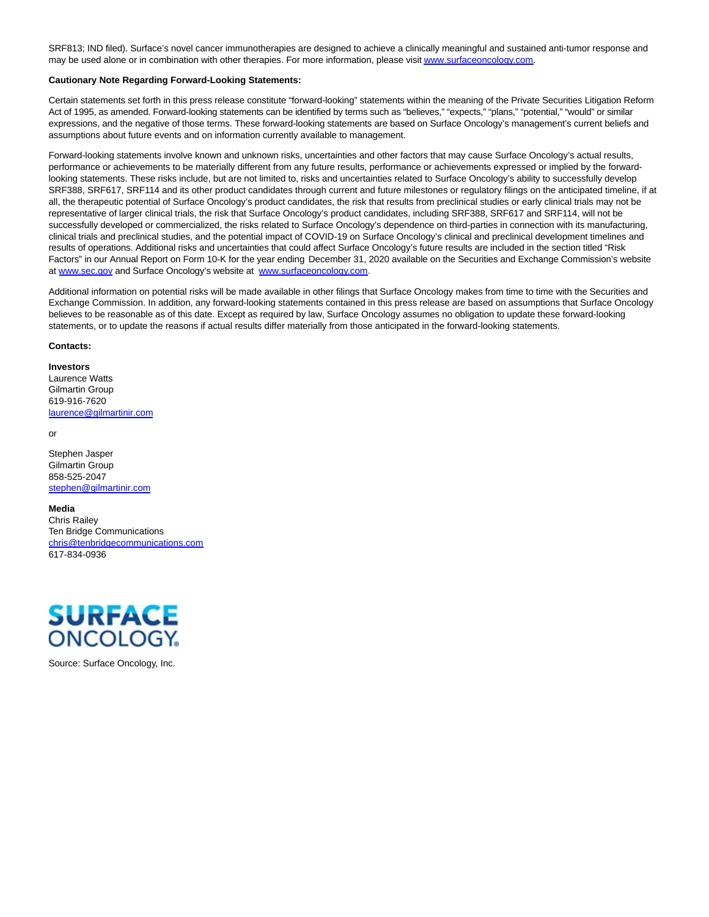SRF813; IND filed). Surface's novel cancer immunotherapies are designed to achieve a clinically meaningful and sustained anti-tumor response and may be used alone or in combination with other therapies. For more information, please visit www.surfaceoncology.com.

**Cautionary Note Regarding Forward-Looking Statements:**

Certain statements set forth in this press release constitute "forward-looking" statements within the meaning of the Private Securities Litigation Reform Act of 1995, as amended. Forward-looking statements can be identified by terms such as "believes," "expects," "plans," "potential," "would" or similar expressions, and the negative of those terms. These forward-looking statements are based on Surface Oncology's management's current beliefs and assumptions about future events and on information currently available to management.

Forward-looking statements involve known and unknown risks, uncertainties and other factors that may cause Surface Oncology's actual results, performance or achievements to be materially different from any future results, performance or achievements expressed or implied by the forward-looking statements. These risks include, but are not limited to, risks and uncertainties related to Surface Oncology's ability to successfully develop SRF388, SRF617, SRF114 and its other product candidates through current and future milestones or regulatory filings on the anticipated timeline, if at all, the therapeutic potential of Surface Oncology's product candidates, the risk that results from preclinical studies or early clinical trials may not be representative of larger clinical trials, the risk that Surface Oncology's product candidates, including SRF388, SRF617 and SRF114, will not be successfully developed or commercialized, the risks related to Surface Oncology's dependence on third-parties in connection with its manufacturing, clinical trials and preclinical studies, and the potential impact of COVID-19 on Surface Oncology's clinical and preclinical development timelines and results of operations. Additional risks and uncertainties that could affect Surface Oncology's future results are included in the section titled "Risk Factors" in our Annual Report on Form 10-K for the year ending December 31, 2020 available on the Securities and Exchange Commission's website at www.sec.gov and Surface Oncology's website at www.surfaceoncology.com.

Additional information on potential risks will be made available in other filings that Surface Oncology makes from time to time with the Securities and Exchange Commission. In addition, any forward-looking statements contained in this press release are based on assumptions that Surface Oncology believes to be reasonable as of this date. Except as required by law, Surface Oncology assumes no obligation to update these forward-looking statements, or to update the reasons if actual results differ materially from those anticipated in the forward-looking statements.

**Contacts:**

**Investors**
Laurence Watts
Gilmartin Group
619-916-7620
laurence@gilmartinir.com

or

Stephen Jasper
Gilmartin Group
858-525-2047
stephen@gilmartinir.com

**Media**
Chris Railey
Ten Bridge Communications
chris@tenbridgecommunications.com
617-834-0936

SURFACE ONCOLOGY®

Source: Surface Oncology, Inc.